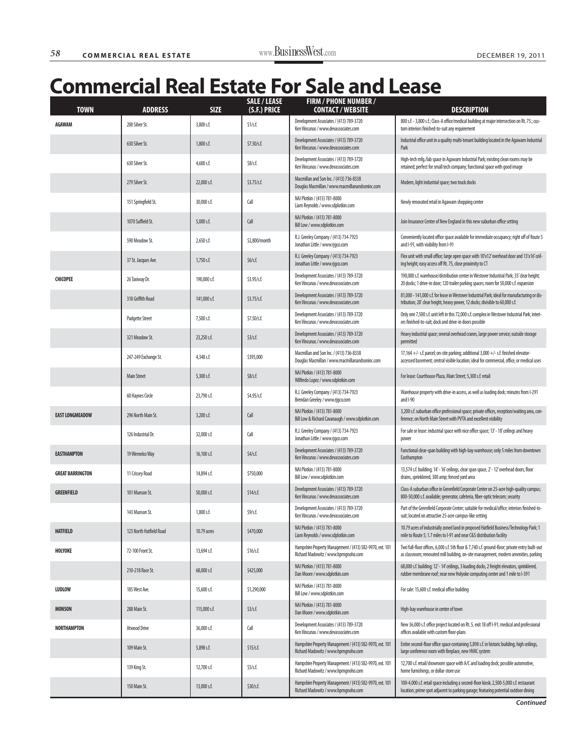# Commercial Real Estate For Sale and Lease

| TOWN | ADDRESS | SIZE | SALE / LEASE (S.F.) PRICE | FIRM / PHONE NUMBER / CONTACT / WEBSITE | DESCRIPTION |
|---|---|---|---|---|---|
| **AGAWAM** | 200 Silver St. | 3,800 s.f. | $1/s.f. | Development Associates / (413) 789-3720 Ken Vincunas / www.devassociates.com | 800 s.f. - 3,800 s.f.; Class-A office/medical building at major intersection on Rt. 75.; custom interiors finished-to-suit any requirement |
| | 630 Silver St. | 1,800 s.f. | $7.50/s.f. | Development Associates / (413) 789-3720 Ken Vincunas / www.devassociates.com | Industrial office unit in a quality multi-tenant building located in the Agawam Industrial Park |
| | 630 Silver St. | 4,600 s.f. | $8/s.f. | Development Associates / (413) 789-3720 Ken Vincunas / www.devassociates.com | High-tech mfg./lab space in Agawam Industrial Park; existing clean rooms may be retained; perfect for small tech company; functional space with good image |
| | 279 Silver St. | 22,000 s.f. | $3.75/s.f. | Macmillan and Son Inc. / (413) 736-8338 Douglas Macmillan / www.macmillanandsoninc.com | Modern, light industrial space; two truck docks |
| | 151 Springfield St. | 30,000 s.f. | Call | NAI Plotkin / (413) 781-8000 Liam Reynolds / www.sdplotkin.com | Newly renovated retail in Agawam shopping center |
| | 1070 Suffield St. | 5,000 s.f. | Call | NAI Plotkin / (413) 781-8000 Bill Low / www.sdplotkin.com | Join Insurance Center of New England in this new suburban office setting |
| | 590 Meadow St. | 2,650 s.f. | $2,800/month | R.J. Greeley Company / (413) 734-7923 Jonathan Little / www.rjgco.com | Conveniently located office space available for immediate occupancy; right off of Route 5 and I-91, with visibility from I-91 |
| | 37 St. Jacques Ave. | 1,750 s.f. | $6/s.f. | R.J. Greeley Company / (413) 734-7923 Jonathan Little / www.rjgco.com | Flex unit with small office; large open space with 10'x12' overhead door and 13'x16' ceiling height; easy access off Rt. 75, close proximity to CT |
| **CHICOPEE** | 26 Taxiway Dr. | 190,000 s.f. | $3.95/s.f. | Development Associates / (413) 789-3720 Ken Vincunas / www.devassociates.com | 190,000 s.f. warehouse/distribution center in Westover Industrial Park; 35' clear height; 20 docks; 1 drive-in door; 120 trailer parking spaces; room for 50,000 s.f. expansion |
| | 318 Griffith Road | 141,000 s.f. | $3.75/s.f. | Development Associates / (413) 789-3720 Ken Vincunas / www.devassociates.com | 81,000 - 141,000 s.f. for lease in Westover Industrial Park; ideal for manufacturing or distribution; 28' clear height, heavy power, 12 docks; divisible to 60,000 s.f. |
| | Padgette Street | 7,500 s.f. | $7.50/s.f. | Development Associates / (413) 789-3720 Ken Vincunas / www.devassociates.com | Only one 7,500 s.f. unit left in this 72,000 s.f. complex in Westover Industrial Park; interiors finished-to-suit; dock and drive-in doors possible |
| | 321 Meadow St. | 23,250 s.f. | $3/s.f. | Development Associates / (413) 789-3720 Ken Vincunas / www.devassociates.com | Heavy industrial space; several overhead cranes, large power service; outside storage permitted |
| | 247-249 Exchange St. | 4,348 s.f. | $395,000 | Macmillan and Son Inc. / (413) 736-8338 Douglas Macmillan / www.macmillanandsoninc.com | 17,164 +/- s.f. parcel; on-site parking; additional 3,000 +/- s.f. finished elevator-accessed basement; central visible location; ideal for commercial, office, or medical uses |
| | Main Street | 5,300 s.f. | $8/s.f. | NAI Plotkin / (413) 781-8000 Wilfredo Lopez / www.sdplotkin.com | For lease: Courthouse Plaza, Main Street; 5,300 s.f. retail |
| | 60 Haynes Circle | 23,790 s.f. | $4.95/s.f. | R.J. Greeley Company / (413) 734-7923 Brendan Greeley / www.rjgco.com | Warehouse property with drive-in access, as well as loading dock; minutes from I-291 and I-90 |
| **EAST LONGMEADOW** | 296 North Main St. | 3,200 s.f. | Call | NAI Plotkin / (413) 781-8000 Bill Low & Richard Cavanaugh / www.sdplotkin.com | 3,200 s.f. suburban office professional space; private offices, reception/waiting area, conference; on North Main Street with PVTA and excellent visibility |
| | 126 Industrial Dr. | 32,000 s.f. | Call | R.J. Greeley Company / (413) 734-7923 Jonathan Little / www.rjgco.com | For sale or lease: industrial space with nice office space; 13' - 18' ceilings and heavy power |
| **EASTHAMPTON** | 19 Wemelco Way | 16,100 s.f. | $4/s.f. | Development Associates / (413) 789-3720 Ken Vincunas / www.devassociates.com | Functional clear-span building with high-bay warehouse; only 5 miles from downtown Easthampton |
| **GREAT BARRINGTON** | 11 Crissey Road | 14,894 s.f. | $750,000 | NAI Plotkin / (413) 781-8000 Bill Low / www.sdplotkin.com | 13,574 s.f. building; 14' - 16' ceilings, clear span space, 2' - 12' overhead doors, floor drains, sprinklered, 300 amp; fenced yard area |
| **GREENFIELD** | 101 Munson St. | 50,000 s.f. | $14/s.f. | Development Associates / (413) 789-3720 Ken Vincunas / www.devassociates.com | Class-A suburban office in Greenfield Corporate Center on 25-acre high-quality campus; 800-50,000 s.f. available; generator, cafeteria, fiber-optic telecom; security |
| | 143 Munson St. | 1,800 s.f. | $9/s.f. | Development Associates / (413) 789-3720 Ken Vincunas / www.devassociates.com | Part of the Greenfield Corporate Center; suitable for medical/office; interiors finished-to-suit; located on attractive 25-acre campus-like setting |
| **HATFIELD** | 123 North Hatfield Road | 10.79 acres | $470,000 | NAI Plotkin / (413) 781-8000 Liam Reynolds / www.sdplotkin.com | 10.79 acres of industrially zoned land in proposed Hatfield Business/Technology Park; 1 mile to Route 5; 1.7 miles to I-91 and near C&S distribution facility |
| **HOLYOKE** | 72-100 Front St. | 13,694 s.f. | $16/s.f. | Hampshire Property Management / (413) 582-9970, ext. 101 Richard Madowitz / www.hpmgnoho.com | Two full-floor offices, 6,000 s.f. 5th floor & 7,740 s.f. ground-floor; private entry built-out as classroom; renovated mill building, on-site management, modern amenities, parking |
| | 210-218 Race St. | 68,000 s.f. | $425,000 | NAI Plotkin / (413) 781-8000 Dan Moore / www.sdplotkin.com | 68,000 s.f. building; 12' - 14' ceilings, 3 loading docks, 2 freight elevators, sprinklered, rubber membrane roof; near new Holyoke computing center and 1 mile to I-391 |
| **LUDLOW** | 185 West Ave. | 15,600 s.f. | $1,290,000 | NAI Plotkin / (413) 781-8000 Bill Low / www.sdplotkin.com | For sale: 15,600 s.f. medical office building |
| **MONSON** | 288 Main St. | 115,000 s.f. | $3/s.f. | NAI Plotkin / (413) 781-8000 Dan Moore / www.sdplotkin.com | High-bay warehouse in center of town |
| **NORTHAMPTON** | Atwood Drive | 36,000 s.f. | Call | Development Associates / (413) 789-3720 Ken Vincunas / www.devassociates.com | New 36,000 s.f. office project located on Rt. 5, exit 18 off I-91; medical and professional offices available with custom floor-plans |
| | 109 Main St. | 5,898 s.f. | $15/s.f. | Hampshire Property Management / (413) 582-9970, ext. 101 Richard Madowitz / www.hpmgnoho.com | Entire second-floor office space containing 5,898 s.f. in historic building; high ceilings, large conference room with fireplace, new HVAC system |
| | 139 King St. | 12,700 s.f. | $5/s.f. | Hampshire Property Management / (413) 582-9970, ext. 101 Richard Madowitz / www.hpmgnoho.com | 12,700 s.f. retail/showroom space with A/C and loading dock; possible automotive, home furnishings, or dollar-store use |
| | 150 Main St. | 13,000 s.f. | $30/s.f. | Hampshire Property Management / (413) 582-9970, ext. 101 Richard Madowitz / www.hpmgnoho.com | 100-4,000 s.f. retail space including a second-floor kiosk; 2,500-5,000 s.f. restaurant location; prime spot adjacent to parking garage; featuring potential outdoor dining |

*Continued*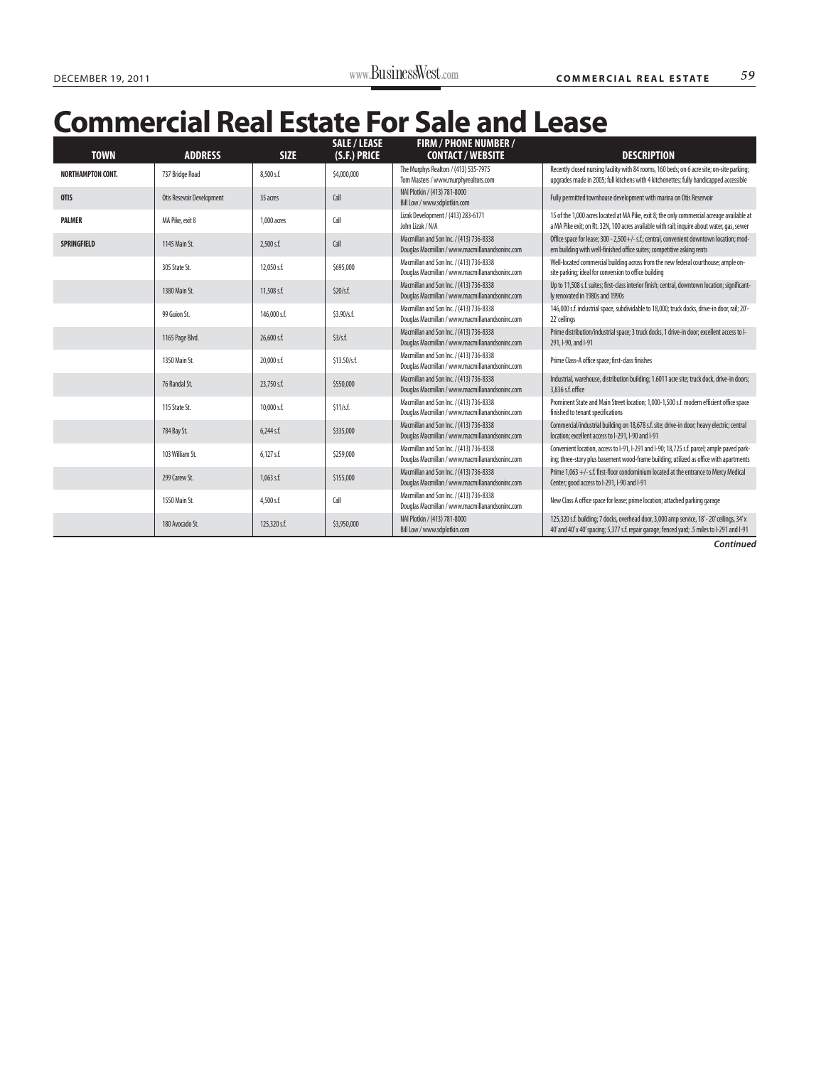# Commercial Real Estate For Sale and Lease

| TOWN | ADDRESS | SIZE | SALE / LEASE (S.F.) PRICE | FIRM / PHONE NUMBER / CONTACT / WEBSITE | DESCRIPTION |
|---|---|---|---|---|---|
| NORTHAMPTON CONT. | 737 Bridge Road | 8,500 s.f. | $4,000,000 | The Murphys Realtors / (413) 535-7975 Tom Masters / www.murphyrealtors.com | Recently closed nursing facility with 84 rooms, 160 beds; on 6 acre site; on-site parking; upgrades made in 2005; full kitchens with 4 kitchenettes; fully handicapped accessible |
| OTIS | Otis Resevoir Development | 35 acres | Call | NAI Plotkin / (413) 781-8000 Bill Low / www.sdplotkin.com | Fully permitted townhouse development with marina on Otis Reservoir |
| PALMER | MA Pike, exit 8 | 1,000 acres | Call | Lizak Development / (413) 283-6171 John Lizak / N/A | 15 of the 1,000 acres located at MA Pike, exit 8; the only commercial acreage available at a MA Pike exit; on Rt. 32N, 100 acres available with rail; inquire about water, gas, sewer |
| SPRINGFIELD | 1145 Main St. | 2,500 s.f. | Call | Macmillan and Son Inc. / (413) 736-8338 Douglas Macmillan / www.macmillanandsoninc.com | Office space for lease; 300 - 2,500+/- s.f.; central, convenient downtown location; modern building with well-finished office suites; competitive asking rents |
| | 305 State St. | 12,050 s.f. | $695,000 | Macmillan and Son Inc. / (413) 736-8338 Douglas Macmillan / www.macmillanandsoninc.com | Well-located commercial building across from the new federal courthouse; ample on-site parking; ideal for conversion to office building |
| | 1380 Main St. | 11,508 s.f. | $20/s.f. | Macmillan and Son Inc. / (413) 736-8338 Douglas Macmillan / www.macmillanandsoninc.com | Up to 11,508 s.f. suites; first-class interior finish; central, downtown location; significantly renovated in 1980s and 1990s |
| | 99 Guion St. | 146,000 s.f. | $3.90/s.f. | Macmillan and Son Inc. / (413) 736-8338 Douglas Macmillan / www.macmillanandsoninc.com | 146,000 s.f. industrial space, subdividable to 18,000; truck docks, drive-in door, rail; 20'-22' ceilings |
| | 1165 Page Blvd. | 26,600 s.f. | $3/s.f. | Macmillan and Son Inc. / (413) 736-8338 Douglas Macmillan / www.macmillanandsoninc.com | Prime distribution/industrial space; 3 truck docks, 1 drive-in door; excellent access to I-291, I-90, and I-91 |
| | 1350 Main St. | 20,000 s.f. | $13.50/s.f. | Macmillan and Son Inc. / (413) 736-8338 Douglas Macmillan / www.macmillanandsoninc.com | Prime Class-A office space; first-class finishes |
| | 76 Randal St. | 23,750 s.f. | $550,000 | Macmillan and Son Inc. / (413) 736-8338 Douglas Macmillan / www.macmillanandsoninc.com | Industrial, warehouse, distribution building; 1.6011 acre site; truck dock, drive-in doors; 3,836 s.f. office |
| | 115 State St. | 10,000 s.f. | $11/s.f. | Macmillan and Son Inc. / (413) 736-8338 Douglas Macmillan / www.macmillanandsoninc.com | Prominent State and Main Street location; 1,000-1,500 s.f. modern efficient office space finished to tenant specifications |
| | 784 Bay St. | 6,244 s.f. | $335,000 | Macmillan and Son Inc. / (413) 736-8338 Douglas Macmillan / www.macmillanandsoninc.com | Commercial/industrial building on 18,678 s.f. site; drive-in door; heavy electric; central location; excellent access to I-291, I-90 and I-91 |
| | 103 William St. | 6,127 s.f. | $259,000 | Macmillan and Son Inc. / (413) 736-8338 Douglas Macmillan / www.macmillanandsoninc.com | Convenient location, access to I-91, I-291 and I-90; 18,725 s.f. parcel; ample paved parking; three-story plus basement wood-frame building; utilized as office with apartments |
| | 299 Carew St. | 1,063 s.f. | $155,000 | Macmillan and Son Inc. / (413) 736-8338 Douglas Macmillan / www.macmillanandsoninc.com | Prime 1,063 +/- s.f. first-floor condominium located at the entrance to Mercy Medical Center; good access to I-291, I-90 and I-91 |
| | 1550 Main St. | 4,500 s.f. | Call | Macmillan and Son Inc. / (413) 736-8338 Douglas Macmillan / www.macmillanandsoninc.com | New Class A office space for lease; prime location; attached parking garage |
| | 180 Avocado St. | 125,320 s.f. | $3,950,000 | NAI Plotkin / (413) 781-8000 Bill Low / www.sdplotkin.com | 125,320 s.f. building; 7 docks, overhead door, 3,000 amp service, 18' - 20' ceilings, 34' x 40' and 40' x 40' spacing; 5,377 s.f. repair garage; fenced yard; .5 miles to I-291 and I-91 |

***Continued***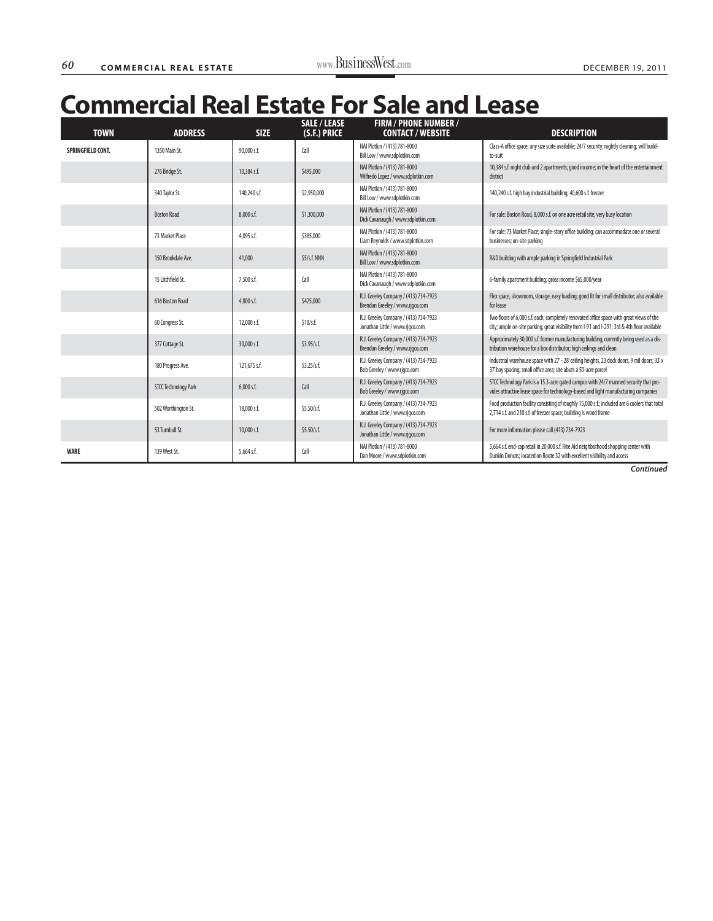# Commercial Real Estate For Sale and Lease

| TOWN | ADDRESS | SIZE | SALE / LEASE (S.F.) PRICE | FIRM / PHONE NUMBER / CONTACT / WEBSITE | DESCRIPTION |
|---|---|---|---|---|---|
| SPRINGFIELD CONT. | 1350 Main St. | 90,000 s.f. | Call | NAI Plotkin / (413) 781-8000 Bill Low / www.sdplotkin.com | Class-A office space; any size suite available; 24/7 security; nightly cleaning; will build-to-suit |
| | 276 Bridge St. | 10,384 s.f. | $495,000 | NAI Plotkin / (413) 781-8000 Wilfredo Lopez / www.sdplotkin.com | 10,384 s.f. night club and 2 apartments; good income; in the heart of the entertainment district |
| | 340 Taylor St. | 140,240 s.f. | $2,950,000 | NAI Plotkin / (413) 781-8000 Bill Low / www.sdplotkin.com | 140,240 s.f. high bay industrial building; 40,600 s.f. freezer |
| | Boston Road | 8,000 s.f. | $1,300,000 | NAI Plotkin / (413) 781-8000 Dick Cavanaugh / www.sdplotkin.com | For sale: Boston Road, 8,000 s.f. on one acre retail site; very busy location |
| | 73 Market Place | 4,095 s.f. | $385,000 | NAI Plotkin / (413) 781-8000 Liam Reynolds / www.sdplotkin.com | For sale: 73 Market Place; single-story office building; can accommodate one or several businesses; on-site parking |
| | 150 Brookdale Ave. | 41,000 | $5/s.f. NNN | NAI Plotkin / (413) 781-8000 Bill Low / www.sdplotkin.com | R&D building with ample parking in Springfield Industrial Park |
| | 15 Litchfield St. | 7,500 s.f. | Call | NAI Plotkin / (413) 781-8000 Dick Cavanaugh / www.sdplotkin.com | 6-family apartment building; gross income $65,000/year |
| | 616 Boston Road | 4,800 s.f. | $425,000 | R.J. Greeley Company / (413) 734-7923 Brendan Greeley / www.rjgco.com | Flex space, showroom, storage, easy loading; good fit for small distributor; also available for lease |
| | 60 Congress St. | 12,000 s.f. | $18/s.f. | R.J. Greeley Company / (413) 734-7923 Jonathan Little / www.rjgco.com | Two floors of 6,000 s.f. each; completely renovated office space with great views of the city; ample on-site parking, great visibility from I-91 and I-291; 3rd & 4th floor available |
| | 377 Cottage St. | 30,000 s.f. | $3.95/s.f. | R.J. Greeley Company / (413) 734-7923 Brendan Greeley / www.rjgco.com | Approximately 30,000 s.f. former manufacturing building, currently being used as a distribution warehouse for a box distributor; high ceilings and clean |
| | 180 Progress Ave. | 121,675 s.f. | $3.25/s.f. | R.J. Greeley Company / (413) 734-7923 Bob Greeley / www.rjgco.com | Industrial warehouse space with 27' - 28' ceiling heights, 23 dock doors, 9 rail doors; 33' x 37' bay spacing; small office area; site abuts a 50-acre parcel |
| | STCC Technology Park | 6,000 s.f. | Call | R.J. Greeley Company / (413) 734-7923 Bob Greeley / www.rjgco.com | STCC Technology Park is a 15.3-acre gated campus with 24/7 manned security that provides attractive lease space for technology-based and light manufacturing companies |
| | 502 Worthington St. | 18,000 s.f. | $5.50/s.f. | R.J. Greeley Company / (413) 734-7923 Jonathan Little / www.rjgco.com | Food production facility consisting of roughly 15,000 s.f.; included are 6 coolers that total 2,714 s.f. and 210 s.f. of freezer space; building is wood frame |
| | 53 Turnbull St. | 10,000 s.f. | $5.50/s.f. | R.J. Greeley Company / (413) 734-7923 Jonathan Little / www.rjgco.com | For more information please call (413) 734-7923 |
| WARE | 139 West St. | 5,664 s.f. | Call | NAI Plotkin / (413) 781-8000 Dan Moore / www.sdplotkin.com | 5,664 s.f. end-cap retail in 20,000 s.f. Rite Aid neighborhood shopping center with Dunkin Donuts; located on Route 32 with excellent visibility and access |

***Continued***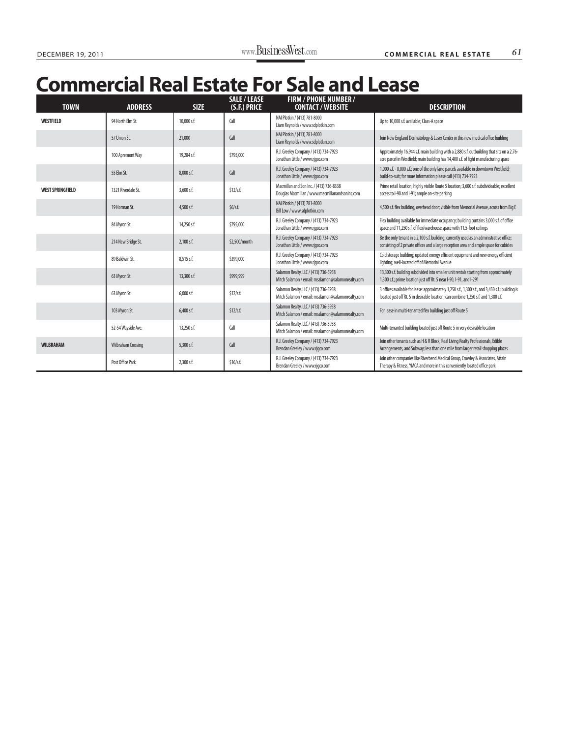# Commercial Real Estate For Sale and Lease

| TOWN | ADDRESS | SIZE | SALE / LEASE (S.F.) PRICE | FIRM / PHONE NUMBER / CONTACT / WEBSITE | DESCRIPTION |
|---|---|---|---|---|---|
| WESTFIELD | 94 North Elm St. | 10,000 s.f. | Call | NAI Plotkin / (413) 781-8000 Liam Reynolds / www.sdplotkin.com | Up to 10,000 s.f. available; Class-A space |
| | 57 Union St. | 21,000 | Call | NAI Plotkin / (413) 781-8000 Liam Reynolds / www.sdplotkin.com | Join New England Dermatology & Laser Center in this new medical office building |
| | 100 Apremont Way | 19,284 s.f. | $795,000 | R.J. Greeley Company / (413) 734-7923 Jonathan Little / www.rjgco.com | Approximately 16,944 s.f. main building with a 2,880 s.f. outbuilding that sits on a 2.76-acre parcel in Westfield; main building has 14,400 s.f. of light manufacturing space |
| | 55 Elm St. | 8,000 s.f. | Call | R.J. Greeley Company / (413) 734-7923 Jonathan Little / www.rjgco.com | 1,000 s.f. - 8,000 s.f.; one of the only land parcels available in downtown Westfield; build-to-suit; for more information please call (413) 734-7923 |
| WEST SPRINGFIELD | 1321 Riverdale St. | 3,600 s.f. | $12/s.f. | Macmillan and Son Inc. / (413) 736-8338 Douglas Macmillan / www.macmillanandsoninc.com | Prime retail location; highly visible Route 5 location; 3,600 s.f. subdivideable; excellent access to I-90 and I-91; ample on-site parking |
| | 19 Norman St. | 4,500 s.f. | $6/s.f. | NAI Plotkin / (413) 781-8000 Bill Low / www.sdplotkin.com | 4,500 s.f. flex building, overhead door; visible from Memorial Avenue, across from Big E |
| | 84 Myron St. | 14,250 s.f. | $795,000 | R.J. Greeley Company / (413) 734-7923 Jonathan Little / www.rjgco.com | Flex building available for immediate occupancy; building contains 3,000 s.f. of office space and 11,250 s.f. of flex/warehouse space with 11.5-foot ceilings |
| | 214 New Bridge St. | 2,100 s.f. | $2,500/month | R.J. Greeley Company / (413) 734-7923 Jonathan Little / www.rjgco.com | Be the only tenant in a 2,100 s.f. building; currently used as an administrative office; consisting of 2 private offices and a large reception area and ample space for cubicles |
| | 89 Baldwin St. | 8,515 s.f. | $399,000 | R.J. Greeley Company / (413) 734-7923 Jonathan Little / www.rjgco.com | Cold storage building; updated energy efficient equipment and new energy efficient lighting; well-located off of Memorial Avenue |
| | 63 Myron St. | 13,300 s.f. | $999,999 | Salamon Realty, LLC / (413) 736-5958 Mitch Salamon / email: msalamon@salamonrealty.com | 13,300 s.f. building subdivided into smaller unit rentals starting from approximately 1,300 s.f.; prime location just off Rt. 5 near I-90, I-91, and I-291 |
| | 63 Myron St. | 6,000 s.f. | $12/s.f. | Salamon Realty, LLC / (413) 736-5958 Mitch Salamon / email: msalamon@salamonrealty.com | 3 offices available for lease: approximately 1,250 s.f., 1,300 s.f., and 3,450 s.f.; building is located just off Rt. 5 in desirable location; can combine 1,250 s.f. and 1,300 s.f. |
| | 103 Myron St. | 6,400 s.f. | $12/s.f. | Salamon Realty, LLC / (413) 736-5958 Mitch Salamon / email: msalamon@salamonrealty.com | For lease in multi-tenanted flex building just off Route 5 |
| | 52-54 Wayside Ave. | 13,250 s.f. | Call | Salamon Realty, LLC / (413) 736-5958 Mitch Salamon / email: msalamon@salamonrealty.com | Multi-tenanted building located just off Route 5 in very desirable location |
| WILBRAHAM | Wilbraham Crossing | 5,300 s.f. | Call | R.J. Greeley Company / (413) 734-7923 Brendan Greeley / www.rjgco.com | Join other tenants such as H & R Block, Real Living Realty Professionals, Edible Arrangements, and Subway; less than one mile from larger retail shopping plazas |
| | Post Office Park | 2,300 s.f. | $16/s.f. | R.J. Greeley Company / (413) 734-7923 Brendan Greeley / www.rjgco.com | Join other companies like Riverbend Medical Group, Crowley & Associates, Attain Therapy & Fitness, YMCA and more in this conveniently located office park |